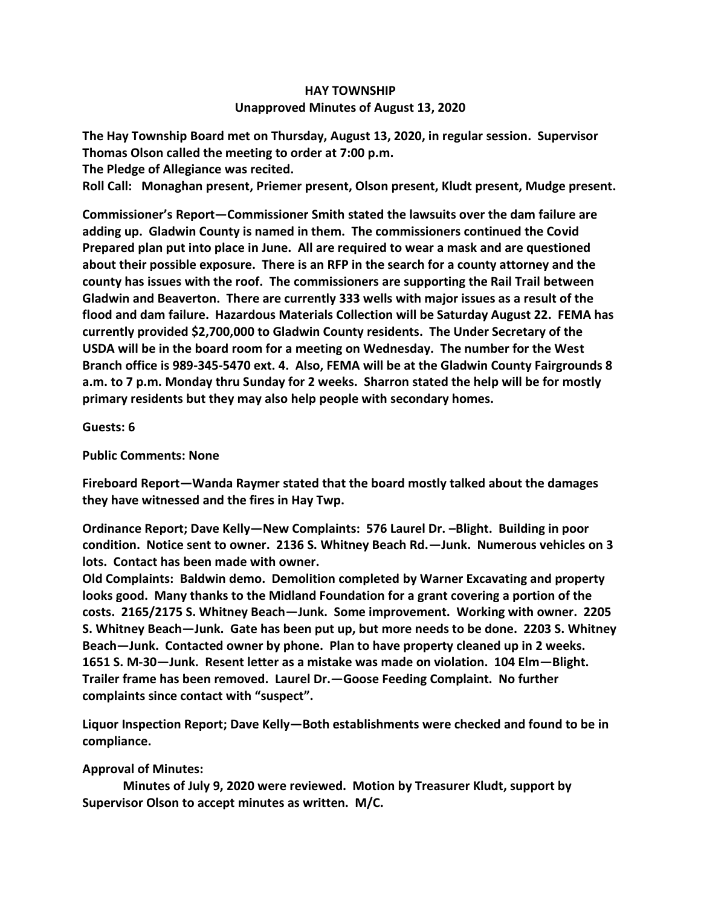# HAY TOWNSHIP

## Unapproved Minutes of August 13, 2020

**The Hay Township Board met on Thursday, August 13, 2020, in regular session. Supervisor Thomas Olson called the meeting to order at 7:00 p.m.**

**The Pledge of Allegiance was recited.**

**Roll Call: Monaghan present, Priemer present, Olson present, Kludt present, Mudge present.**

**Commissioner's Report—Commissioner Smith stated the lawsuits over the dam failure are adding up. Gladwin County is named in them. The commissioners continued the Covid Prepared plan put into place in June. All are required to wear a mask and are questioned about their possible exposure. There is an RFP in the search for a county attorney and the county has issues with the roof. The commissioners are supporting the Rail Trail between Gladwin and Beaverton. There are currently 333 wells with major issues as a result of the flood and dam failure. Hazardous Materials Collection will be Saturday August 22. FEMA has currently provided $2,700,000 to Gladwin County residents. The Under Secretary of the USDA will be in the board room for a meeting on Wednesday. The number for the West Branch office is 989-345-5470 ext. 4. Also, FEMA will be at the Gladwin County Fairgrounds 8 a.m. to 7 p.m. Monday thru Sunday for 2 weeks. Sharron stated the help will be for mostly primary residents but they may also help people with secondary homes.**

**Guests: 6**

**Public Comments: None**

**Fireboard Report—Wanda Raymer stated that the board mostly talked about the damages they have witnessed and the fires in Hay Twp.**

**Ordinance Report; Dave Kelly—New Complaints: 576 Laurel Dr. –Blight. Building in poor condition. Notice sent to owner. 2136 S. Whitney Beach Rd.—Junk. Numerous vehicles on 3 lots. Contact has been made with owner.**

**Old Complaints: Baldwin demo. Demolition completed by Warner Excavating and property looks good. Many thanks to the Midland Foundation for a grant covering a portion of the costs. 2165/2175 S. Whitney Beach—Junk. Some improvement. Working with owner. 2205 S. Whitney Beach—Junk. Gate has been put up, but more needs to be done. 2203 S. Whitney Beach—Junk. Contacted owner by phone. Plan to have property cleaned up in 2 weeks. 1651 S. M-30—Junk. Resent letter as a mistake was made on violation. 104 Elm—Blight. Trailer frame has been removed. Laurel Dr.—Goose Feeding Complaint. No further complaints since contact with "suspect".**

**Liquor Inspection Report; Dave Kelly—Both establishments were checked and found to be in compliance.**

**Approval of Minutes:**

**Minutes of July 9, 2020 were reviewed. Motion by Treasurer Kludt, support by Supervisor Olson to accept minutes as written. M/C.**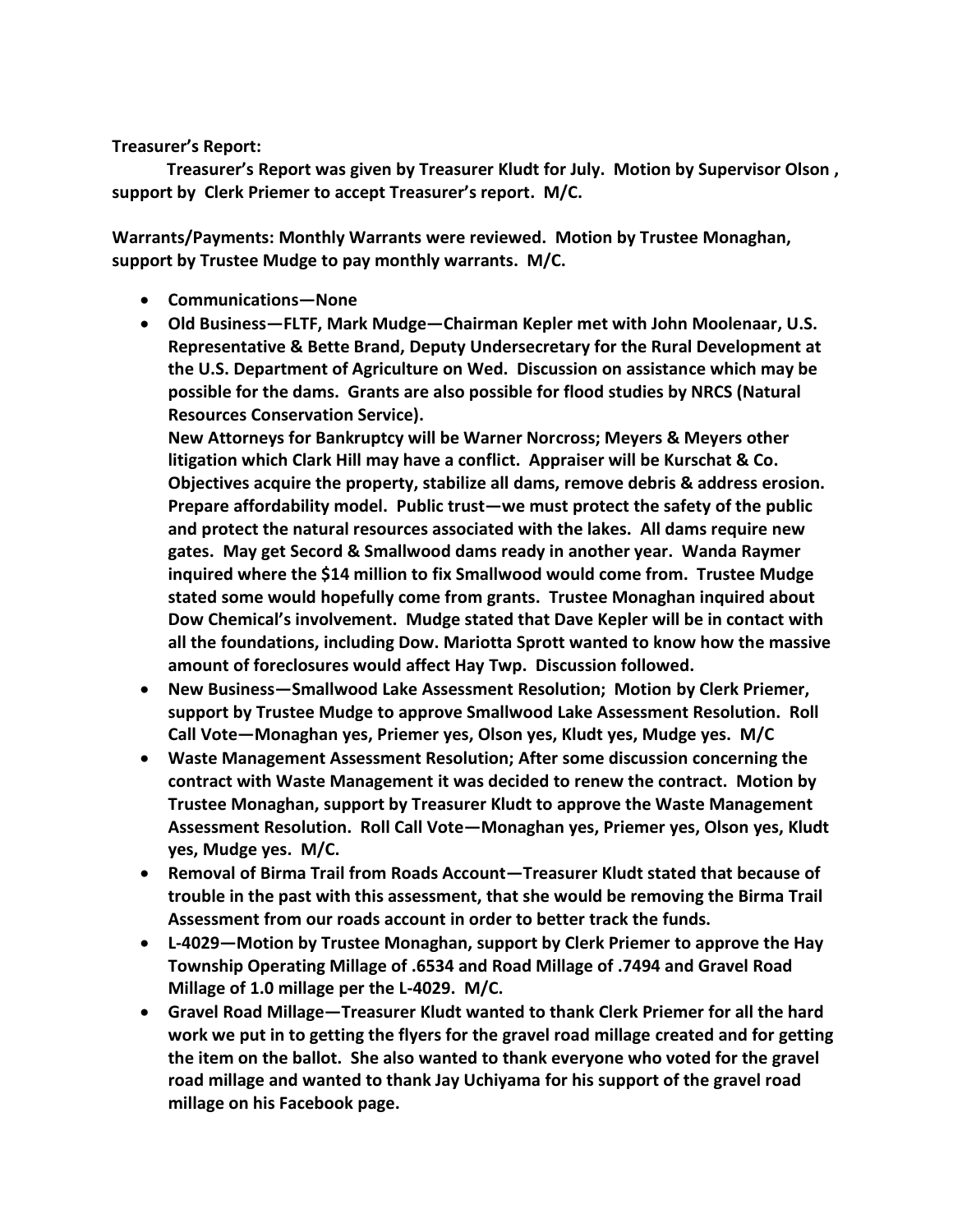**Treasurer's Report:**

**Treasurer's Report was given by Treasurer Kludt for July. Motion by Supervisor Olson , support by Clerk Priemer to accept Treasurer's report. M/C.**

**Warrants/Payments: Monthly Warrants were reviewed. Motion by Trustee Monaghan, support by Trustee Mudge to pay monthly warrants. M/C.**

- **Communications—None**
- **Old Business—FLTF, Mark Mudge—Chairman Kepler met with John Moolenaar, U.S. Representative & Bette Brand, Deputy Undersecretary for the Rural Development at the U.S. Department of Agriculture on Wed. Discussion on assistance which may be possible for the dams. Grants are also possible for flood studies by NRCS (Natural Resources Conservation Service).**

  **New Attorneys for Bankruptcy will be Warner Norcross; Meyers & Meyers other litigation which Clark Hill may have a conflict. Appraiser will be Kurschat & Co. Objectives acquire the property, stabilize all dams, remove debris & address erosion. Prepare affordability model. Public trust—we must protect the safety of the public and protect the natural resources associated with the lakes. All dams require new gates. May get Secord & Smallwood dams ready in another year. Wanda Raymer inquired where the $14 million to fix Smallwood would come from. Trustee Mudge stated some would hopefully come from grants. Trustee Monaghan inquired about Dow Chemical's involvement. Mudge stated that Dave Kepler will be in contact with all the foundations, including Dow. Mariotta Sprott wanted to know how the massive amount of foreclosures would affect Hay Twp. Discussion followed.**
- **New Business—Smallwood Lake Assessment Resolution; Motion by Clerk Priemer, support by Trustee Mudge to approve Smallwood Lake Assessment Resolution. Roll Call Vote—Monaghan yes, Priemer yes, Olson yes, Kludt yes, Mudge yes. M/C**
- **Waste Management Assessment Resolution; After some discussion concerning the contract with Waste Management it was decided to renew the contract. Motion by Trustee Monaghan, support by Treasurer Kludt to approve the Waste Management Assessment Resolution. Roll Call Vote—Monaghan yes, Priemer yes, Olson yes, Kludt yes, Mudge yes. M/C.**
- **Removal of Birma Trail from Roads Account—Treasurer Kludt stated that because of trouble in the past with this assessment, that she would be removing the Birma Trail Assessment from our roads account in order to better track the funds.**
- **L-4029—Motion by Trustee Monaghan, support by Clerk Priemer to approve the Hay Township Operating Millage of .6534 and Road Millage of .7494 and Gravel Road Millage of 1.0 millage per the L-4029. M/C.**
- **Gravel Road Millage—Treasurer Kludt wanted to thank Clerk Priemer for all the hard work we put in to getting the flyers for the gravel road millage created and for getting the item on the ballot. She also wanted to thank everyone who voted for the gravel road millage and wanted to thank Jay Uchiyama for his support of the gravel road millage on his Facebook page.**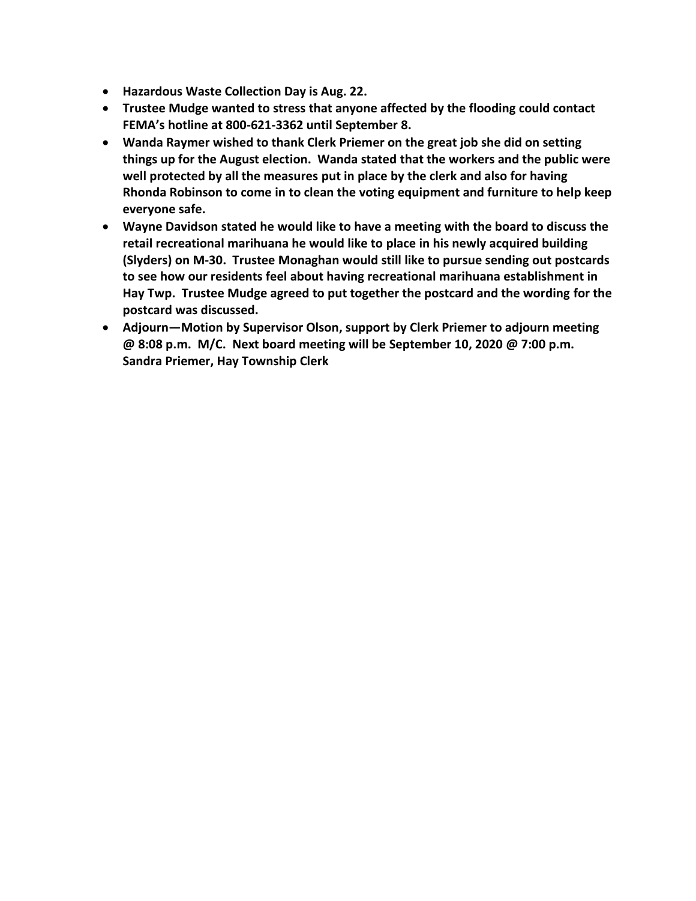- **Hazardous Waste Collection Day is Aug. 22.**
- **Trustee Mudge wanted to stress that anyone affected by the flooding could contact FEMA's hotline at 800-621-3362 until September 8.**
- **Wanda Raymer wished to thank Clerk Priemer on the great job she did on setting things up for the August election. Wanda stated that the workers and the public were well protected by all the measures put in place by the clerk and also for having Rhonda Robinson to come in to clean the voting equipment and furniture to help keep everyone safe.**
- **Wayne Davidson stated he would like to have a meeting with the board to discuss the retail recreational marihuana he would like to place in his newly acquired building (Slyders) on M-30. Trustee Monaghan would still like to pursue sending out postcards to see how our residents feel about having recreational marihuana establishment in Hay Twp. Trustee Mudge agreed to put together the postcard and the wording for the postcard was discussed.**
- **Adjourn—Motion by Supervisor Olson, support by Clerk Priemer to adjourn meeting @ 8:08 p.m. M/C. Next board meeting will be September 10, 2020 @ 7:00 p.m. Sandra Priemer, Hay Township Clerk**